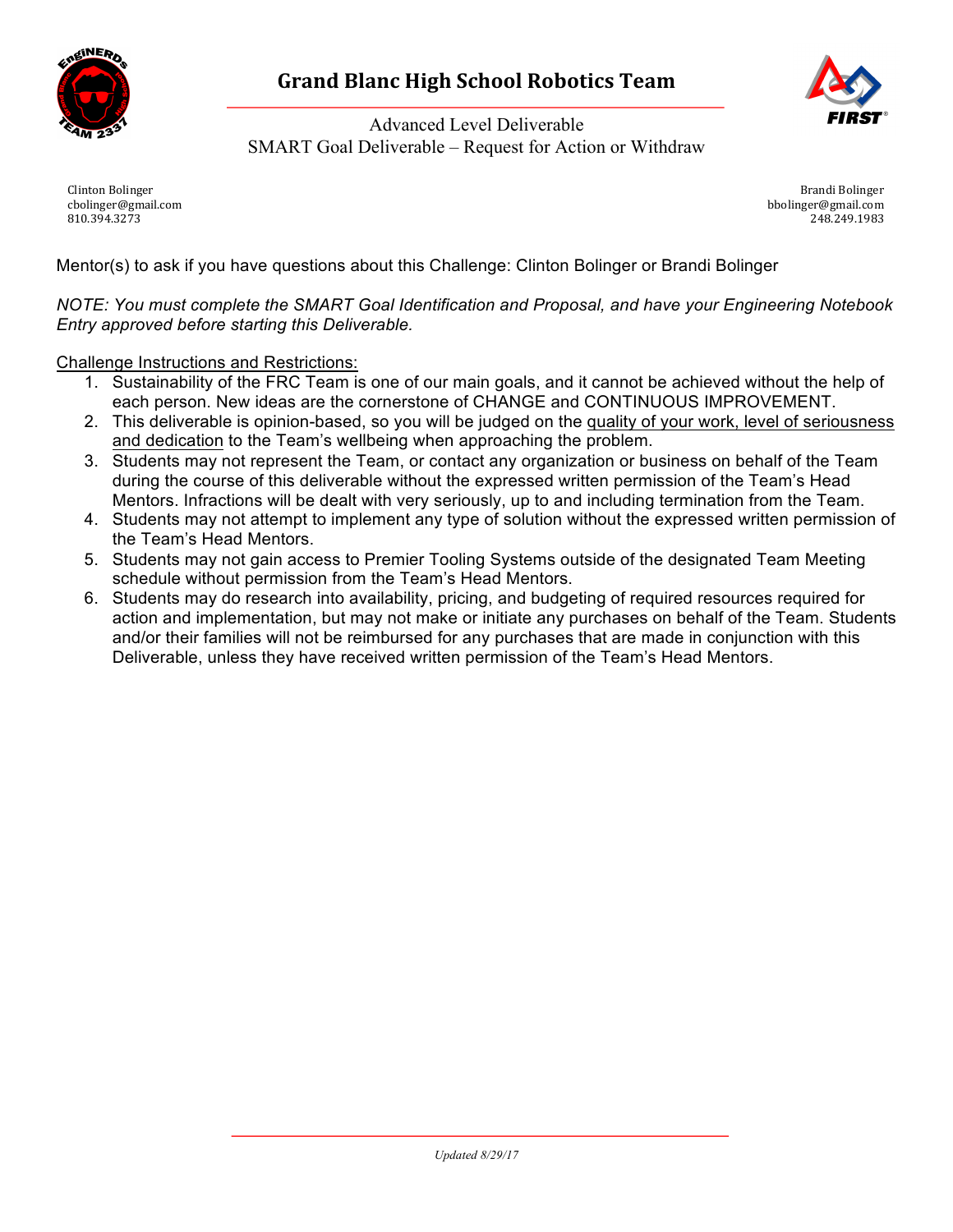# Grand Blanc High School Robotics Team

Advanced Level Deliverable
SMART Goal Deliverable – Request for Action or Withdraw

Clinton Bolinger
cbolinger@gmail.com
810.394.3273

Brandi Bolinger
bbolinger@gmail.com
248.249.1983

Mentor(s) to ask if you have questions about this Challenge: Clinton Bolinger or Brandi Bolinger

*NOTE: You must complete the SMART Goal Identification and Proposal, and have your Engineering Notebook Entry approved before starting this Deliverable.*

<u>Challenge Instructions and Restrictions:</u>

1. Sustainability of the FRC Team is one of our main goals, and it cannot be achieved without the help of each person. New ideas are the cornerstone of CHANGE and CONTINUOUS IMPROVEMENT.
2. This deliverable is opinion-based, so you will be judged on the <u>quality of your work, level of seriousness and dedication</u> to the Team's wellbeing when approaching the problem.
3. Students may not represent the Team, or contact any organization or business on behalf of the Team during the course of this deliverable without the expressed written permission of the Team's Head Mentors. Infractions will be dealt with very seriously, up to and including termination from the Team.
4. Students may not attempt to implement any type of solution without the expressed written permission of the Team's Head Mentors.
5. Students may not gain access to Premier Tooling Systems outside of the designated Team Meeting schedule without permission from the Team's Head Mentors.
6. Students may do research into availability, pricing, and budgeting of required resources required for action and implementation, but may not make or initiate any purchases on behalf of the Team. Students and/or their families will not be reimbursed for any purchases that are made in conjunction with this Deliverable, unless they have received written permission of the Team's Head Mentors.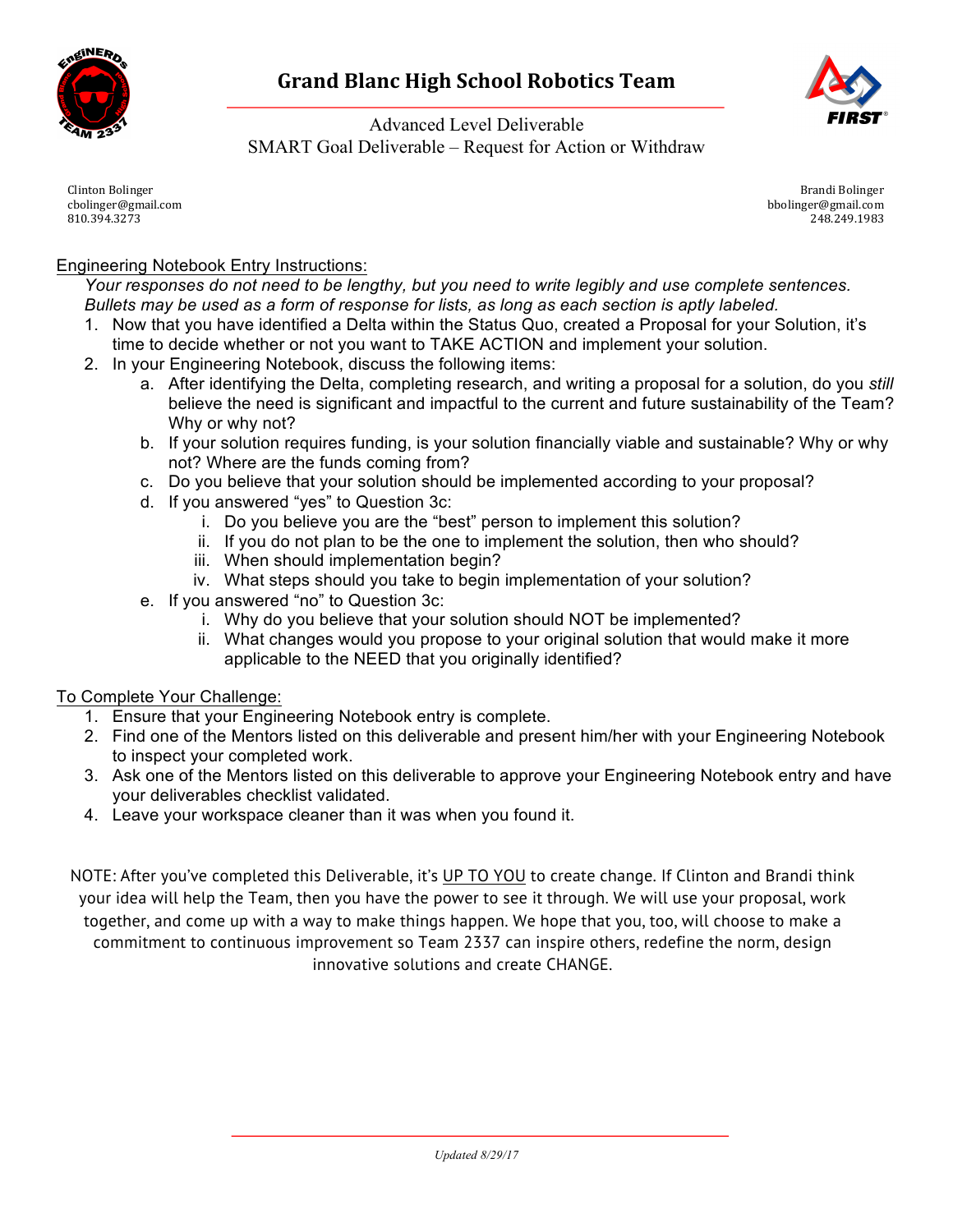# Grand Blanc High School Robotics Team

Advanced Level Deliverable
SMART Goal Deliverable – Request for Action or Withdraw

Clinton Bolinger
cbolinger@gmail.com
810.394.3273

Brandi Bolinger
bbolinger@gmail.com
248.249.1983

Engineering Notebook Entry Instructions:

*Your responses do not need to be lengthy, but you need to write legibly and use complete sentences. Bullets may be used as a form of response for lists, as long as each section is aptly labeled.*

1. Now that you have identified a Delta within the Status Quo, created a Proposal for your Solution, it's time to decide whether or not you want to TAKE ACTION and implement your solution.
2. In your Engineering Notebook, discuss the following items:
    a. After identifying the Delta, completing research, and writing a proposal for a solution, do you *still* believe the need is significant and impactful to the current and future sustainability of the Team? Why or why not?
    b. If your solution requires funding, is your solution financially viable and sustainable? Why or why not? Where are the funds coming from?
    c. Do you believe that your solution should be implemented according to your proposal?
    d. If you answered "yes" to Question 3c:
        i. Do you believe you are the "best" person to implement this solution?
        ii. If you do not plan to be the one to implement the solution, then who should?
        iii. When should implementation begin?
        iv. What steps should you take to begin implementation of your solution?
    e. If you answered "no" to Question 3c:
        i. Why do you believe that your solution should NOT be implemented?
        ii. What changes would you propose to your original solution that would make it more applicable to the NEED that you originally identified?

To Complete Your Challenge:

1. Ensure that your Engineering Notebook entry is complete.
2. Find one of the Mentors listed on this deliverable and present him/her with your Engineering Notebook to inspect your completed work.
3. Ask one of the Mentors listed on this deliverable to approve your Engineering Notebook entry and have your deliverables checklist validated.
4. Leave your workspace cleaner than it was when you found it.

NOTE: After you've completed this Deliverable, it's UP TO YOU to create change. If Clinton and Brandi think your idea will help the Team, then you have the power to see it through. We will use your proposal, work together, and come up with a way to make things happen. We hope that you, too, will choose to make a commitment to continuous improvement so Team 2337 can inspire others, redefine the norm, design innovative solutions and create CHANGE.

*Updated 8/29/17*